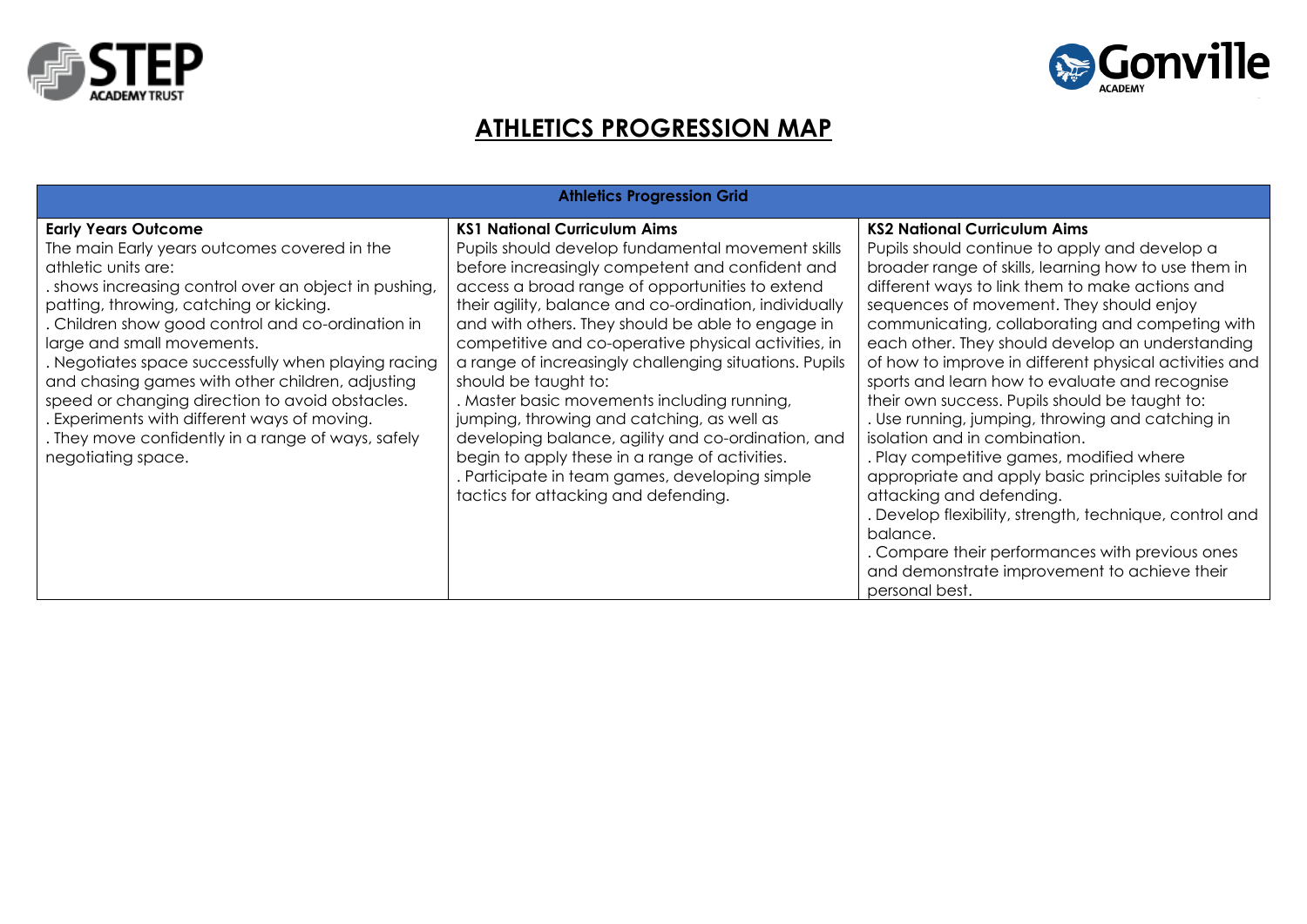# ATHLETICS PROGRESSION MAP

| Athletics Progression Grid | | |
|---|---|---|
| **Early Years Outcome**<br>The main Early years outcomes covered in the athletic units are:<br>. shows increasing control over an object in pushing, patting, throwing, catching or kicking.<br>. Children show good control and co-ordination in large and small movements.<br>. Negotiates space successfully when playing racing and chasing games with other children, adjusting speed or changing direction to avoid obstacles.<br>. Experiments with different ways of moving.<br>. They move confidently in a range of ways, safely negotiating space. | **KS1 National Curriculum Aims**<br>Pupils should develop fundamental movement skills before increasingly competent and confident and access a broad range of opportunities to extend their agility, balance and co-ordination, individually and with others. They should be able to engage in competitive and co-operative physical activities, in a range of increasingly challenging situations. Pupils should be taught to:<br>. Master basic movements including running, jumping, throwing and catching, as well as developing balance, agility and co-ordination, and begin to apply these in a range of activities.<br>. Participate in team games, developing simple tactics for attacking and defending. | **KS2 National Curriculum Aims**<br>Pupils should continue to apply and develop a broader range of skills, learning how to use them in different ways to link them to make actions and sequences of movement. They should enjoy communicating, collaborating and competing with each other. They should develop an understanding of how to improve in different physical activities and sports and learn how to evaluate and recognise their own success. Pupils should be taught to:<br>. Use running, jumping, throwing and catching in isolation and in combination.<br>. Play competitive games, modified where appropriate and apply basic principles suitable for attacking and defending.<br>. Develop flexibility, strength, technique, control and balance.<br>. Compare their performances with previous ones and demonstrate improvement to achieve their personal best. |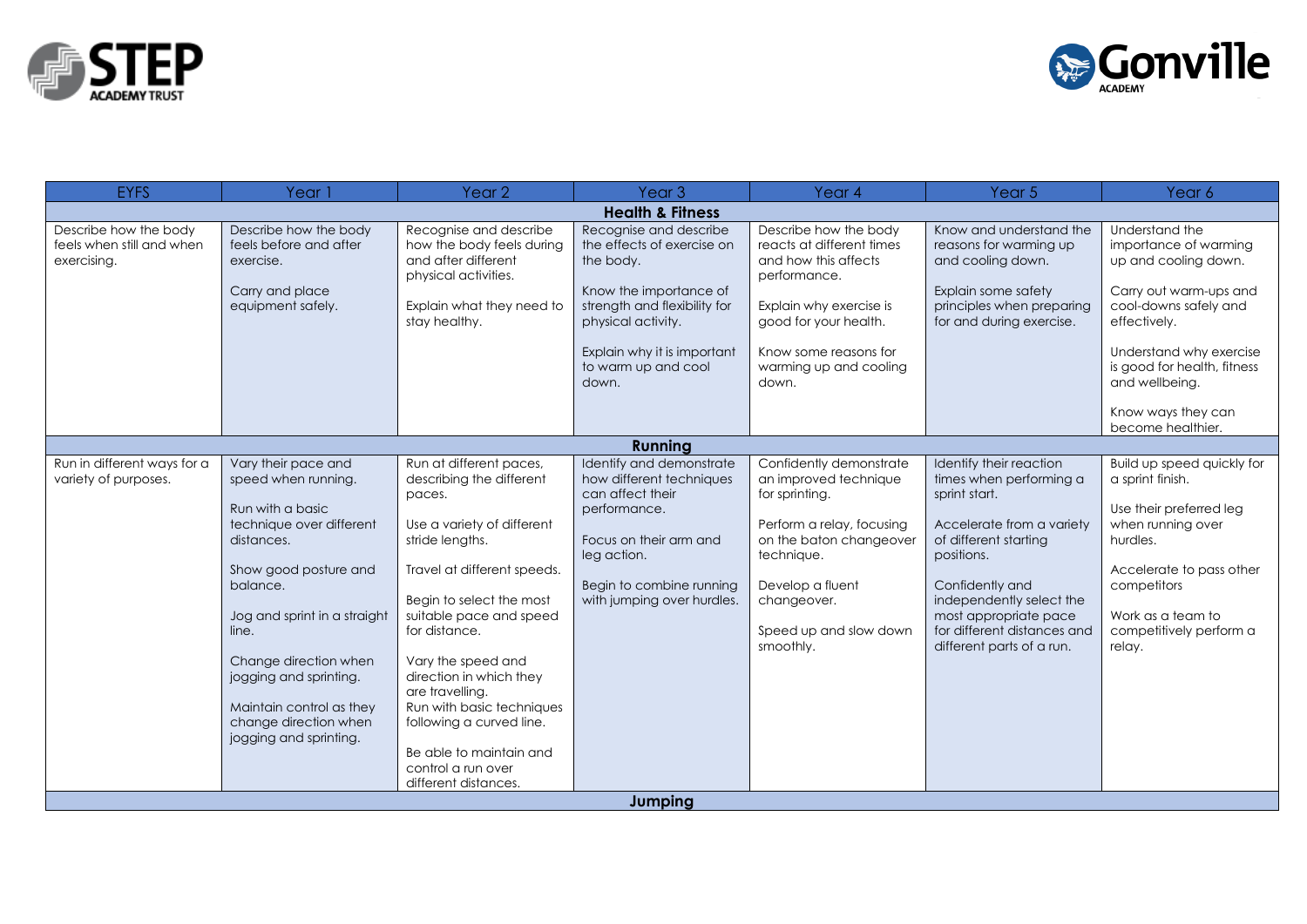| EYFS | Year 1 | Year 2 | Year 3 | Year 4 | Year 5 | Year 6 |
|---|---|---|---|---|---|---|
| **Health & Fitness** | | | | | | |
| Describe how the body feels when still and when exercising. | Describe how the body feels before and after exercise.<br><br>Carry and place equipment safely. | Recognise and describe how the body feels during and after different physical activities.<br><br>Explain what they need to stay healthy. | Recognise and describe the effects of exercise on the body.<br><br>Know the importance of strength and flexibility for physical activity.<br><br>Explain why it is important to warm up and cool down. | Describe how the body reacts at different times and how this affects performance.<br><br>Explain why exercise is good for your health.<br><br>Know some reasons for warming up and cooling down. | Know and understand the reasons for warming up and cooling down.<br><br>Explain some safety principles when preparing for and during exercise. | Understand the importance of warming up and cooling down.<br><br>Carry out warm-ups and cool-downs safely and effectively.<br><br>Understand why exercise is good for health, fitness and wellbeing.<br><br>Know ways they can become healthier. |
| **Running** | | | | | | |
| Run in different ways for a variety of purposes. | Vary their pace and speed when running.<br><br>Run with a basic technique over different distances.<br><br>Show good posture and balance.<br><br>Jog and sprint in a straight line.<br><br>Change direction when jogging and sprinting.<br><br>Maintain control as they change direction when jogging and sprinting. | Run at different paces, describing the different paces.<br><br>Use a variety of different stride lengths.<br><br>Travel at different speeds.<br><br>Begin to select the most suitable pace and speed for distance.<br><br>Vary the speed and direction in which they are travelling.<br>Run with basic techniques following a curved line.<br><br>Be able to maintain and control a run over different distances. | Identify and demonstrate how different techniques can affect their performance.<br><br>Focus on their arm and leg action.<br><br>Begin to combine running with jumping over hurdles. | Confidently demonstrate an improved technique for sprinting.<br><br>Perform a relay, focusing on the baton changeover technique.<br><br>Develop a fluent changeover.<br><br>Speed up and slow down smoothly. | Identify their reaction times when performing a sprint start.<br><br>Accelerate from a variety of different starting positions.<br><br>Confidently and independently select the most appropriate pace for different distances and different parts of a run. | Build up speed quickly for a sprint finish.<br><br>Use their preferred leg when running over hurdles.<br><br>Accelerate to pass other competitors<br><br>Work as a team to competitively perform a relay. |
| **Jumping** | | | | | | |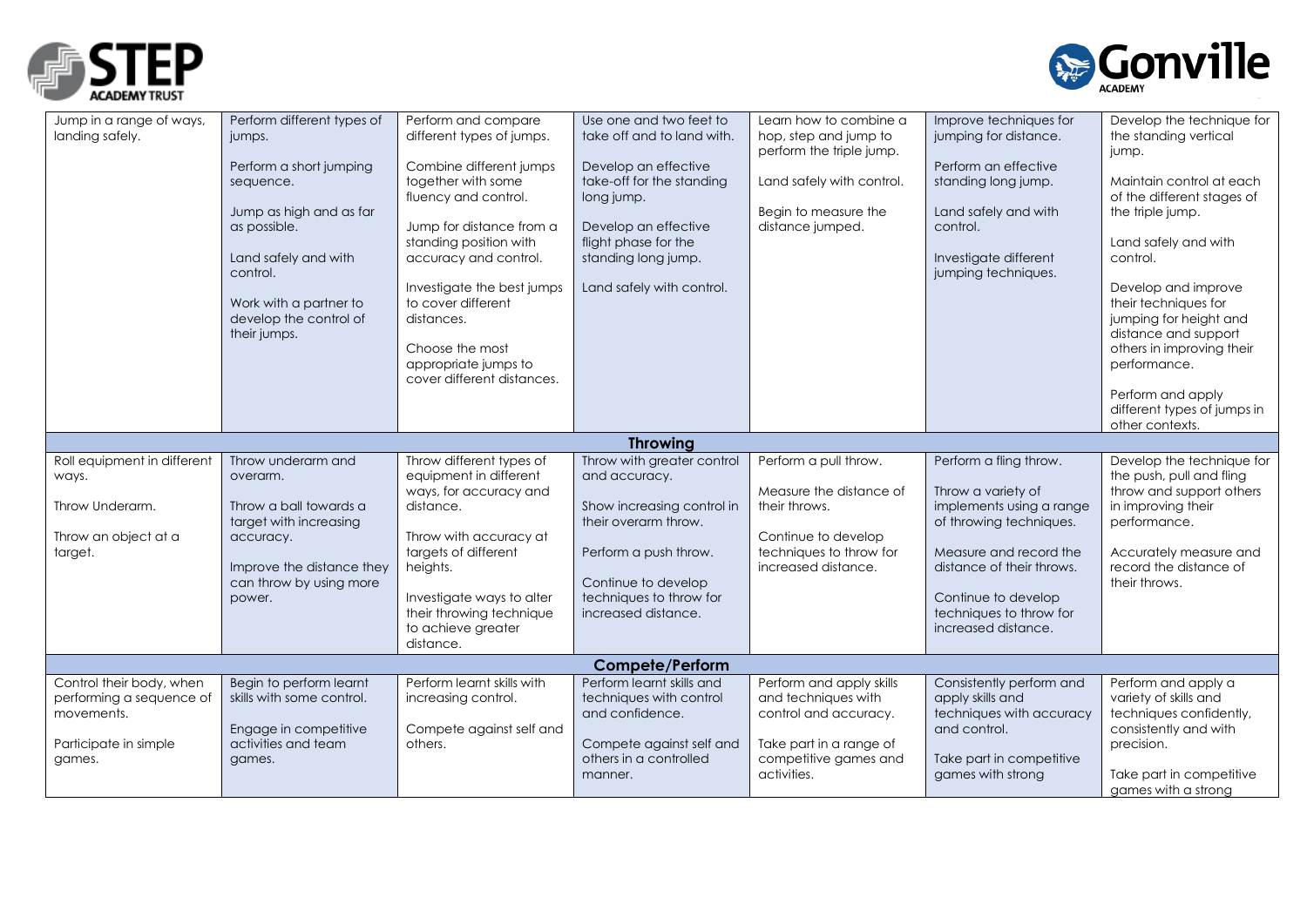| | | | | | | |
|---|---|---|---|---|---|---|
| Jump in a range of ways, landing safely. | Perform different types of jumps.<br><br>Perform a short jumping sequence.<br><br>Jump as high and as far as possible.<br><br>Land safely and with control.<br><br>Work with a partner to develop the control of their jumps. | Perform and compare different types of jumps.<br><br>Combine different jumps together with some fluency and control.<br><br>Jump for distance from a standing position with accuracy and control.<br><br>Investigate the best jumps to cover different distances.<br><br>Choose the most appropriate jumps to cover different distances. | Use one and two feet to take off and to land with.<br><br>Develop an effective take-off for the standing long jump.<br><br>Develop an effective flight phase for the standing long jump.<br><br>Land safely with control. | Learn how to combine a hop, step and jump to perform the triple jump.<br><br>Land safely with control.<br><br>Begin to measure the distance jumped. | Improve techniques for jumping for distance.<br><br>Perform an effective standing long jump.<br><br>Land safely and with control.<br><br>Investigate different jumping techniques. | Develop the technique for the standing vertical jump.<br><br>Maintain control at each of the different stages of the triple jump.<br><br>Land safely and with control.<br><br>Develop and improve their techniques for jumping for height and distance and support others in improving their performance.<br><br>Perform and apply different types of jumps in other contexts. |
| **Throwing** | | | | | | |
| Roll equipment in different ways.<br><br>Throw Underarm.<br><br>Throw an object at a target. | Throw underarm and overarm.<br><br>Throw a ball towards a target with increasing accuracy.<br><br>Improve the distance they can throw by using more power. | Throw different types of equipment in different ways, for accuracy and distance.<br><br>Throw with accuracy at targets of different heights.<br><br>Investigate ways to alter their throwing technique to achieve greater distance. | Throw with greater control and accuracy.<br><br>Show increasing control in their overarm throw.<br><br>Perform a push throw.<br><br>Continue to develop techniques to throw for increased distance. | Perform a pull throw.<br><br>Measure the distance of their throws.<br><br>Continue to develop techniques to throw for increased distance. | Perform a fling throw.<br><br>Throw a variety of implements using a range of throwing techniques.<br><br>Measure and record the distance of their throws.<br><br>Continue to develop techniques to throw for increased distance. | Develop the technique for the push, pull and fling throw and support others in improving their performance.<br><br>Accurately measure and record the distance of their throws. |
| **Compete/Perform** | | | | | | |
| Control their body, when performing a sequence of movements.<br><br>Participate in simple games. | Begin to perform learnt skills with some control.<br><br>Engage in competitive activities and team games. | Perform learnt skills with increasing control.<br><br>Compete against self and others. | Perform learnt skills and techniques with control and confidence.<br><br>Compete against self and others in a controlled manner. | Perform and apply skills and techniques with control and accuracy.<br><br>Take part in a range of competitive games and activities. | Consistently perform and apply skills and techniques with accuracy and control.<br><br>Take part in competitive games with strong | Perform and apply a variety of skills and techniques confidently, consistently and with precision.<br><br>Take part in competitive games with a strong |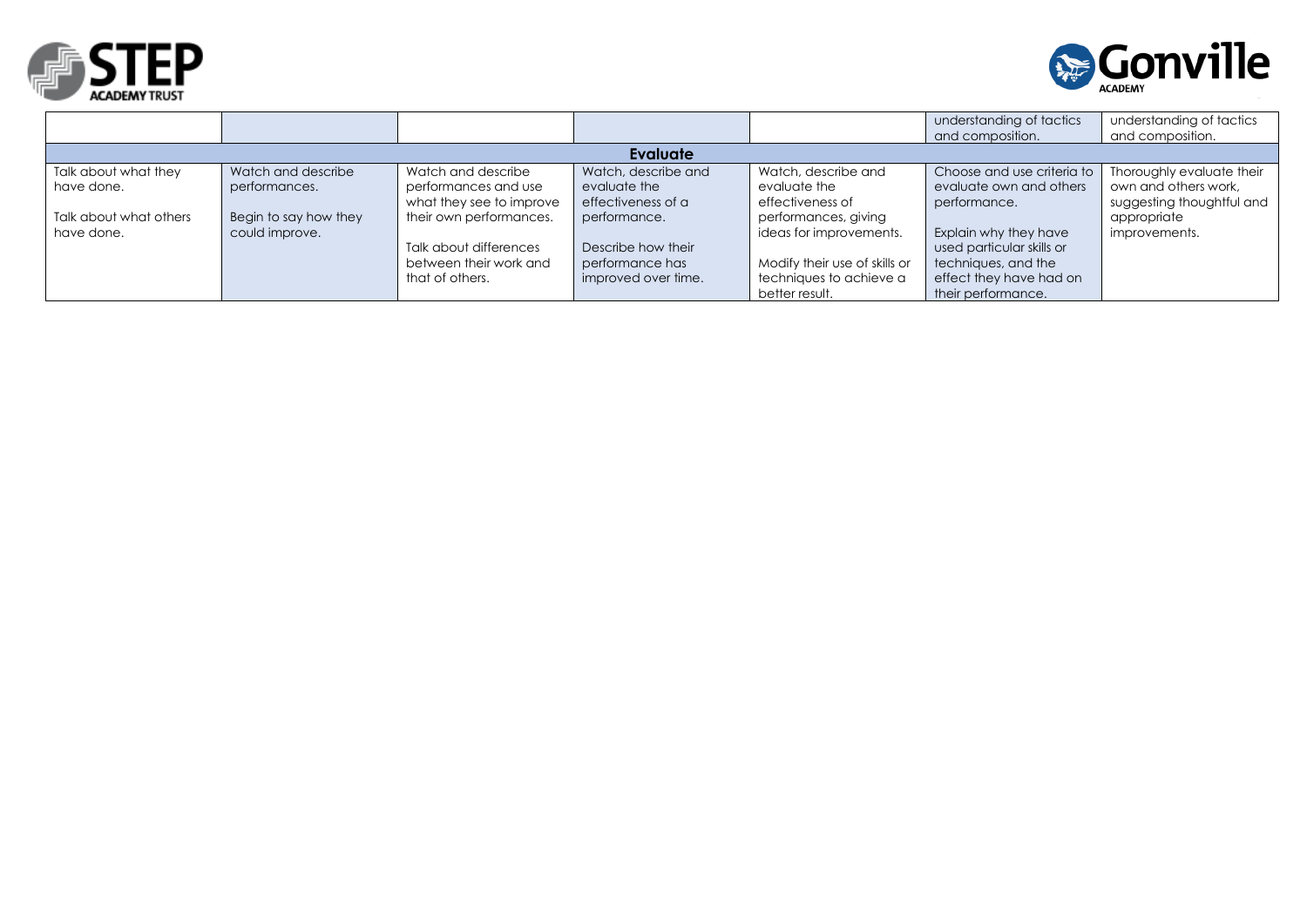| | | | | | | |
|---|---|---|---|---|---|---|
| | | | | | understanding of tactics and composition. | understanding of tactics and composition. |
| **Evaluate** | | | | | | |
| Talk about what they have done.<br><br>Talk about what others have done. | Watch and describe performances.<br><br>Begin to say how they could improve. | Watch and describe performances and use what they see to improve their own performances.<br><br>Talk about differences between their work and that of others. | Watch, describe and evaluate the effectiveness of a performance.<br><br>Describe how their performance has improved over time. | Watch, describe and evaluate the effectiveness of performances, giving ideas for improvements.<br><br>Modify their use of skills or techniques to achieve a better result. | Choose and use criteria to evaluate own and others performance.<br><br>Explain why they have used particular skills or techniques, and the effect they have had on their performance. | Thoroughly evaluate their own and others work, suggesting thoughtful and appropriate improvements. |